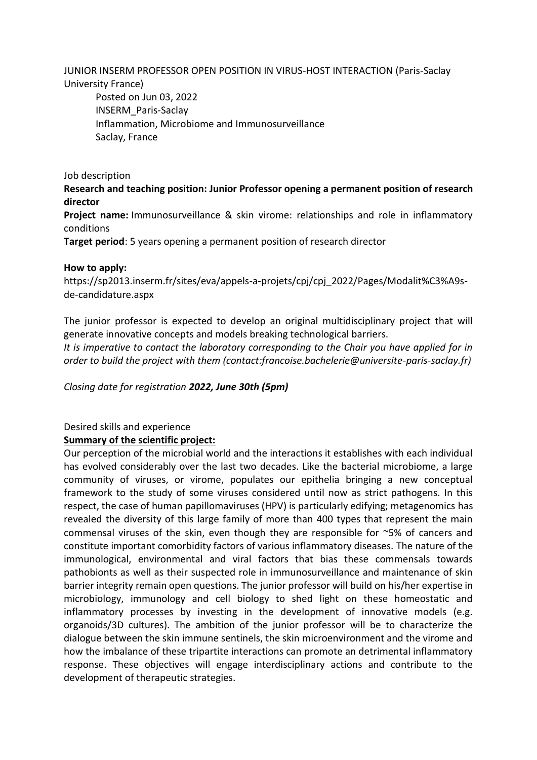JUNIOR INSERM PROFESSOR OPEN POSITION IN VIRUS-HOST INTERACTION (Paris-Saclay University France)

Posted on Jun 03, 2022
INSERM_Paris-Saclay
Inflammation, Microbiome and Immunosurveillance
Saclay, France

Job description

**Research and teaching position: Junior Professor opening a permanent position of research director**

**Project name:** Immunosurveillance & skin virome: relationships and role in inflammatory conditions

**Target period**: 5 years opening a permanent position of research director

**How to apply:**
https://sp2013.inserm.fr/sites/eva/appels-a-projets/cpj/cpj_2022/Pages/Modalit%C3%A9s-de-candidature.aspx

The junior professor is expected to develop an original multidisciplinary project that will generate innovative concepts and models breaking technological barriers.

*It is imperative to contact the laboratory corresponding to the Chair you have applied for in order to build the project with them (contact:francoise.bachelerie@universite-paris-saclay.fr)*

*Closing date for registration* ***2022, June 30th (5pm)***

Desired skills and experience

**Summary of the scientific project:**

Our perception of the microbial world and the interactions it establishes with each individual has evolved considerably over the last two decades. Like the bacterial microbiome, a large community of viruses, or virome, populates our epithelia bringing a new conceptual framework to the study of some viruses considered until now as strict pathogens. In this respect, the case of human papillomaviruses (HPV) is particularly edifying; metagenomics has revealed the diversity of this large family of more than 400 types that represent the main commensal viruses of the skin, even though they are responsible for ~5% of cancers and constitute important comorbidity factors of various inflammatory diseases. The nature of the immunological, environmental and viral factors that bias these commensals towards pathobionts as well as their suspected role in immunosurveillance and maintenance of skin barrier integrity remain open questions. The junior professor will build on his/her expertise in microbiology, immunology and cell biology to shed light on these homeostatic and inflammatory processes by investing in the development of innovative models (e.g. organoids/3D cultures). The ambition of the junior professor will be to characterize the dialogue between the skin immune sentinels, the skin microenvironment and the virome and how the imbalance of these tripartite interactions can promote an detrimental inflammatory response. These objectives will engage interdisciplinary actions and contribute to the development of therapeutic strategies.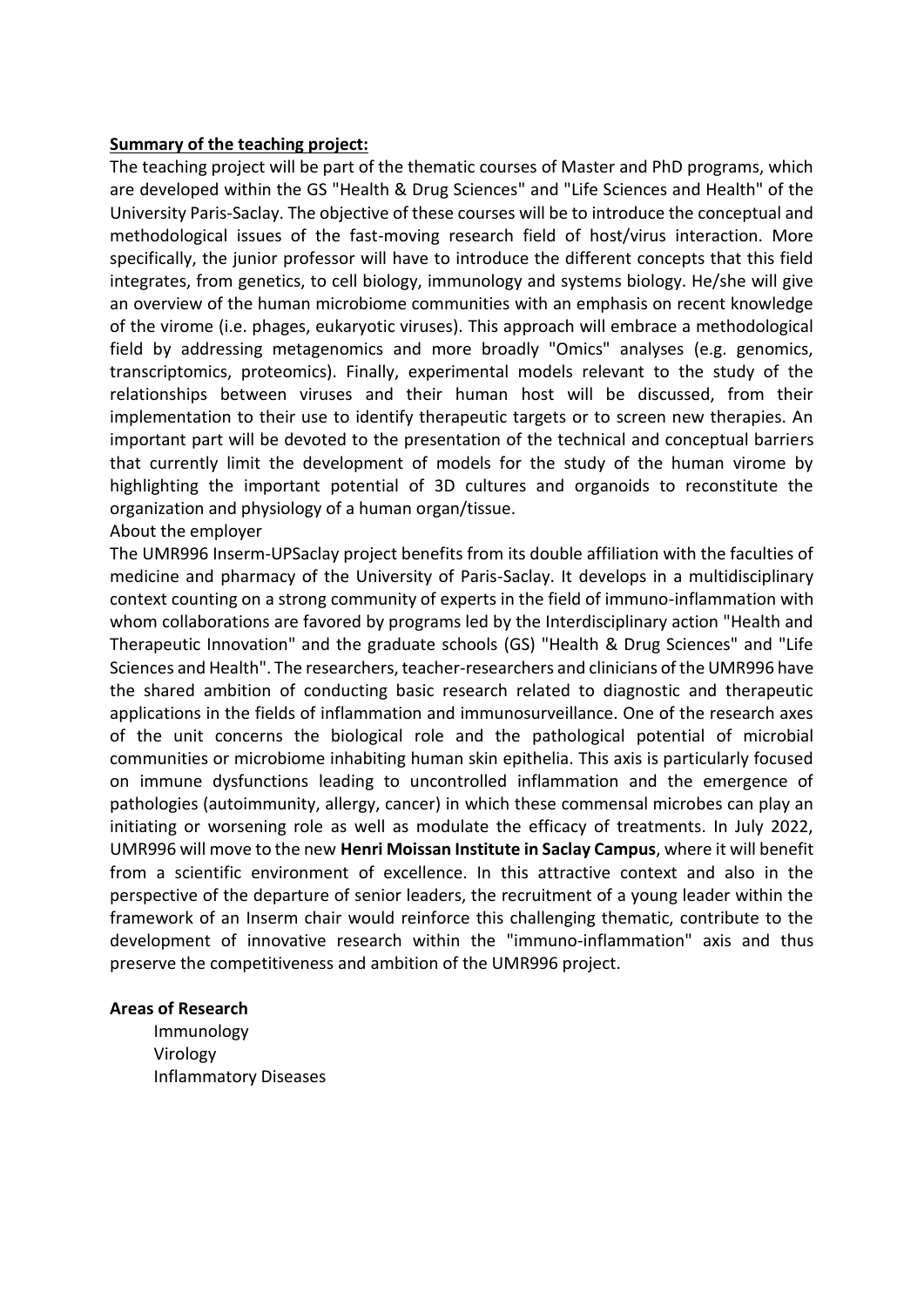**Summary of the teaching project:**

The teaching project will be part of the thematic courses of Master and PhD programs, which are developed within the GS "Health & Drug Sciences" and "Life Sciences and Health" of the University Paris-Saclay. The objective of these courses will be to introduce the conceptual and methodological issues of the fast-moving research field of host/virus interaction. More specifically, the junior professor will have to introduce the different concepts that this field integrates, from genetics, to cell biology, immunology and systems biology. He/she will give an overview of the human microbiome communities with an emphasis on recent knowledge of the virome (i.e. phages, eukaryotic viruses). This approach will embrace a methodological field by addressing metagenomics and more broadly "Omics" analyses (e.g. genomics, transcriptomics, proteomics). Finally, experimental models relevant to the study of the relationships between viruses and their human host will be discussed, from their implementation to their use to identify therapeutic targets or to screen new therapies. An important part will be devoted to the presentation of the technical and conceptual barriers that currently limit the development of models for the study of the human virome by highlighting the important potential of 3D cultures and organoids to reconstitute the organization and physiology of a human organ/tissue.

About the employer

The UMR996 Inserm-UPSaclay project benefits from its double affiliation with the faculties of medicine and pharmacy of the University of Paris-Saclay. It develops in a multidisciplinary context counting on a strong community of experts in the field of immuno-inflammation with whom collaborations are favored by programs led by the Interdisciplinary action "Health and Therapeutic Innovation" and the graduate schools (GS) "Health & Drug Sciences" and "Life Sciences and Health". The researchers, teacher-researchers and clinicians of the UMR996 have the shared ambition of conducting basic research related to diagnostic and therapeutic applications in the fields of inflammation and immunosurveillance. One of the research axes of the unit concerns the biological role and the pathological potential of microbial communities or microbiome inhabiting human skin epithelia. This axis is particularly focused on immune dysfunctions leading to uncontrolled inflammation and the emergence of pathologies (autoimmunity, allergy, cancer) in which these commensal microbes can play an initiating or worsening role as well as modulate the efficacy of treatments. In July 2022, UMR996 will move to the new **Henri Moissan Institute in Saclay Campus**, where it will benefit from a scientific environment of excellence. In this attractive context and also in the perspective of the departure of senior leaders, the recruitment of a young leader within the framework of an Inserm chair would reinforce this challenging thematic, contribute to the development of innovative research within the "immuno-inflammation" axis and thus preserve the competitiveness and ambition of the UMR996 project.

**Areas of Research**

- Immunology
- Virology
- Inflammatory Diseases